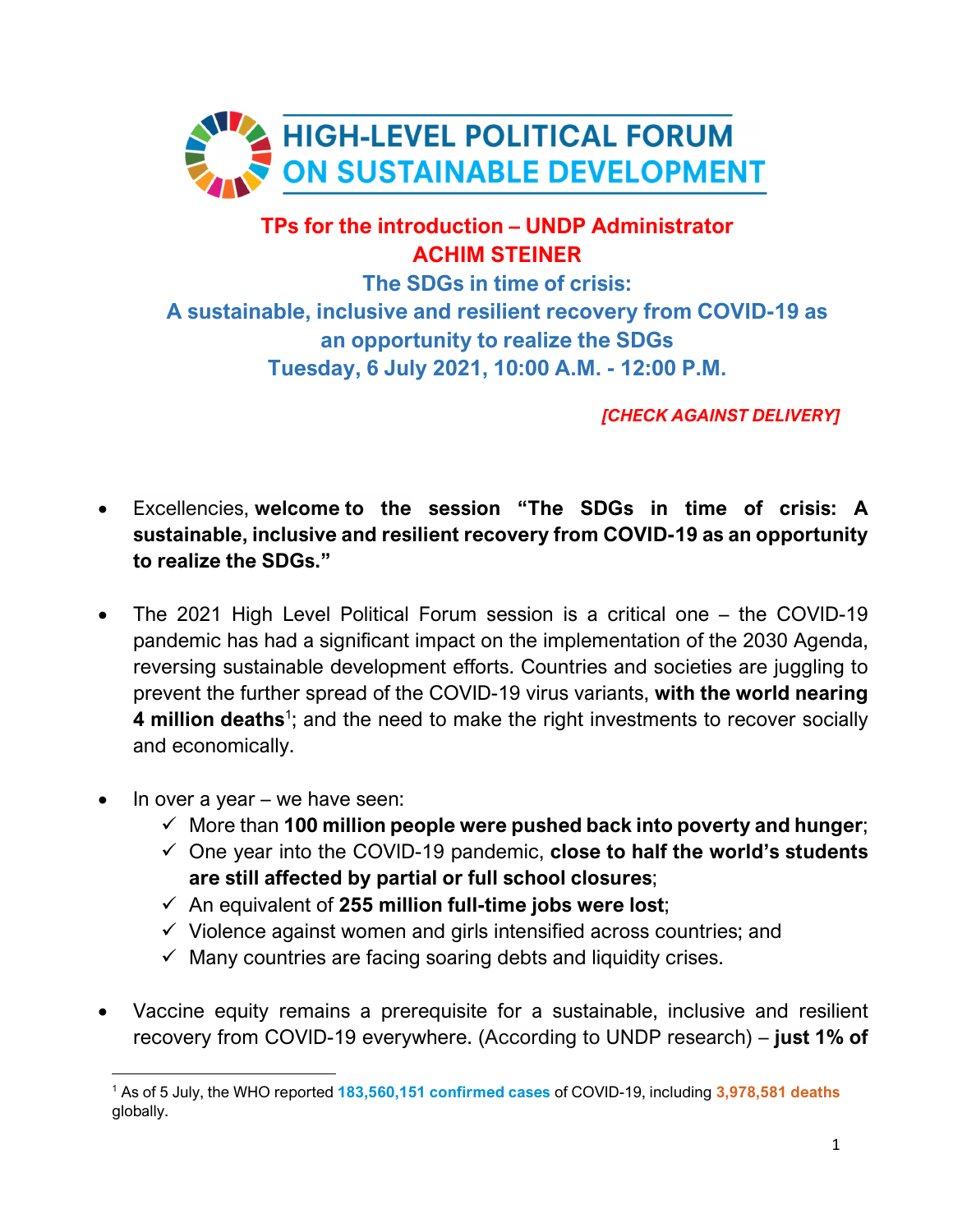# HIGH-LEVEL POLITICAL FORUM ON SUSTAINABLE DEVELOPMENT

## TPs for the introduction – UNDP Administrator ACHIM STEINER

## The SDGs in time of crisis: A sustainable, inclusive and resilient recovery from COVID-19 as an opportunity to realize the SDGs

## Tuesday, 6 July 2021, 10:00 A.M. - 12:00 P.M.

***[CHECK AGAINST DELIVERY]***

- Excellencies, **welcome to the session "The SDGs in time of crisis: A sustainable, inclusive and resilient recovery from COVID-19 as an opportunity to realize the SDGs."**

- The 2021 High Level Political Forum session is a critical one – the COVID-19 pandemic has had a significant impact on the implementation of the 2030 Agenda, reversing sustainable development efforts. Countries and societies are juggling to prevent the further spread of the COVID-19 virus variants, **with the world nearing 4 million deaths**[1]; and the need to make the right investments to recover socially and economically.

- In over a year – we have seen:
  - ✓ More than **100 million people were pushed back into poverty and hunger**;
  - ✓ One year into the COVID-19 pandemic, **close to half the world's students are still affected by partial or full school closures**;
  - ✓ An equivalent of **255 million full-time jobs were lost**;
  - ✓ Violence against women and girls intensified across countries; and
  - ✓ Many countries are facing soaring debts and liquidity crises.

- Vaccine equity remains a prerequisite for a sustainable, inclusive and resilient recovery from COVID-19 everywhere. (According to UNDP research) – **just 1% of**

---

[1] As of 5 July, the WHO reported **183,560,151 confirmed cases** of COVID-19, including **3,978,581 deaths** globally.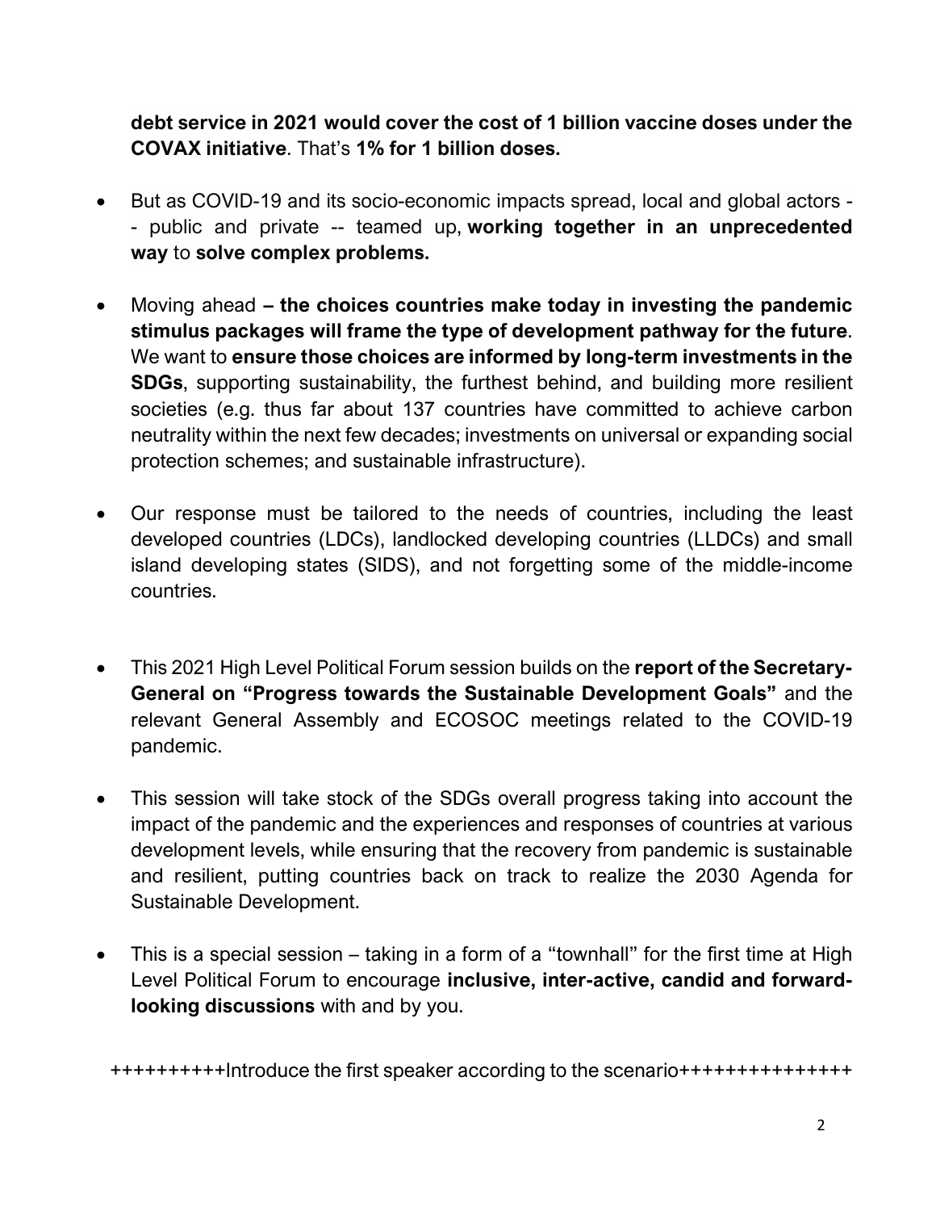**debt service in 2021 would cover the cost of 1 billion vaccine doses under the COVAX initiative**. That's **1% for 1 billion doses.**

- But as COVID-19 and its socio-economic impacts spread, local and global actors -- public and private -- teamed up, **working together in an unprecedented way** to **solve complex problems.**

- Moving ahead **– the choices countries make today in investing the pandemic stimulus packages will frame the type of development pathway for the future**. We want to **ensure those choices are informed by long-term investments in the SDGs**, supporting sustainability, the furthest behind, and building more resilient societies (e.g. thus far about 137 countries have committed to achieve carbon neutrality within the next few decades; investments on universal or expanding social protection schemes; and sustainable infrastructure).

- Our response must be tailored to the needs of countries, including the least developed countries (LDCs), landlocked developing countries (LLDCs) and small island developing states (SIDS), and not forgetting some of the middle-income countries.

- This 2021 High Level Political Forum session builds on the **report of the Secretary-General on "Progress towards the Sustainable Development Goals"** and the relevant General Assembly and ECOSOC meetings related to the COVID-19 pandemic.

- This session will take stock of the SDGs overall progress taking into account the impact of the pandemic and the experiences and responses of countries at various development levels, while ensuring that the recovery from pandemic is sustainable and resilient, putting countries back on track to realize the 2030 Agenda for Sustainable Development.

- This is a special session – taking in a form of a "townhall" for the first time at High Level Political Forum to encourage **inclusive, inter-active, candid and forward-looking discussions** with and by you.

++++++++++Introduce the first speaker according to the scenario+++++++++++++++